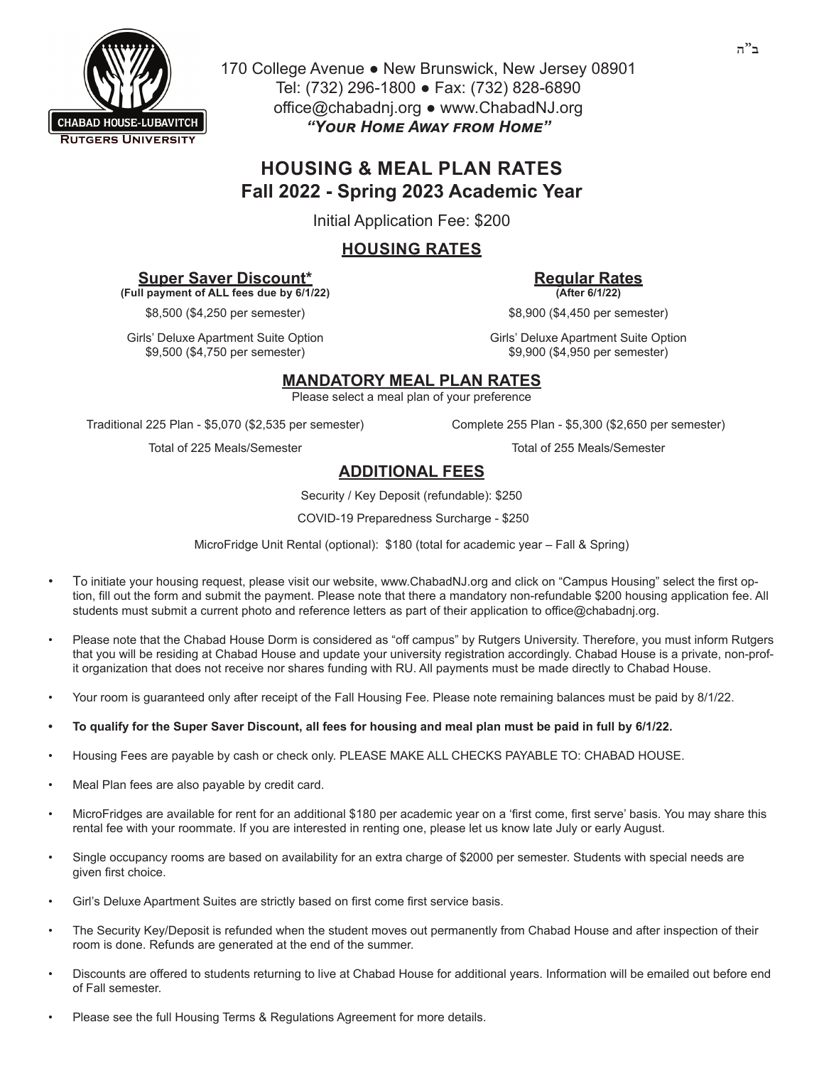ב"ה

CHABAD HOUSE-LUBAVITCH
RUTGERS UNIVERSITY

170 College Avenue ● New Brunswick, New Jersey 08901
Tel: (732) 296-1800 ● Fax: (732) 828-6890
office@chabadnj.org ● www.ChabadNJ.org
***"Your Home Away from Home"***

# HOUSING & MEAL PLAN RATES
# Fall 2022 - Spring 2023 Academic Year

Initial Application Fee: $200

## HOUSING RATES

| **Super Saver Discount*** **(Full payment of ALL fees due by 6/1/22)** | **Regular Rates** **(After 6/1/22)** |
| --- | --- |
| $8,500 ($4,250 per semester) | $8,900 ($4,450 per semester) |
| Girls' Deluxe Apartment Suite Option $9,500 ($4,750 per semester) | Girls' Deluxe Apartment Suite Option $9,900 ($4,950 per semester) |

## MANDATORY MEAL PLAN RATES

Please select a meal plan of your preference

| Traditional 225 Plan - $5,070 ($2,535 per semester) | Complete 255 Plan - $5,300 ($2,650 per semester) |
| --- | --- |
| Total of 225 Meals/Semester | Total of 255 Meals/Semester |

## ADDITIONAL FEES

Security / Key Deposit (refundable): $250

COVID-19 Preparedness Surcharge - $250

MicroFridge Unit Rental (optional): $180 (total for academic year – Fall & Spring)

- To initiate your housing request, please visit our website, www.ChabadNJ.org and click on "Campus Housing" select the first option, fill out the form and submit the payment. Please note that there a mandatory non-refundable $200 housing application fee. All students must submit a current photo and reference letters as part of their application to office@chabadnj.org.
- Please note that the Chabad House Dorm is considered as "off campus" by Rutgers University. Therefore, you must inform Rutgers that you will be residing at Chabad House and update your university registration accordingly. Chabad House is a private, non-profit organization that does not receive nor shares funding with RU. All payments must be made directly to Chabad House.
- Your room is guaranteed only after receipt of the Fall Housing Fee. Please note remaining balances must be paid by 8/1/22.
- **To qualify for the Super Saver Discount, all fees for housing and meal plan must be paid in full by 6/1/22.**
- Housing Fees are payable by cash or check only. PLEASE MAKE ALL CHECKS PAYABLE TO: CHABAD HOUSE.
- Meal Plan fees are also payable by credit card.
- MicroFridges are available for rent for an additional $180 per academic year on a 'first come, first serve' basis. You may share this rental fee with your roommate. If you are interested in renting one, please let us know late July or early August.
- Single occupancy rooms are based on availability for an extra charge of $2000 per semester. Students with special needs are given first choice.
- Girl's Deluxe Apartment Suites are strictly based on first come first service basis.
- The Security Key/Deposit is refunded when the student moves out permanently from Chabad House and after inspection of their room is done. Refunds are generated at the end of the summer.
- Discounts are offered to students returning to live at Chabad House for additional years. Information will be emailed out before end of Fall semester.
- Please see the full Housing Terms & Regulations Agreement for more details.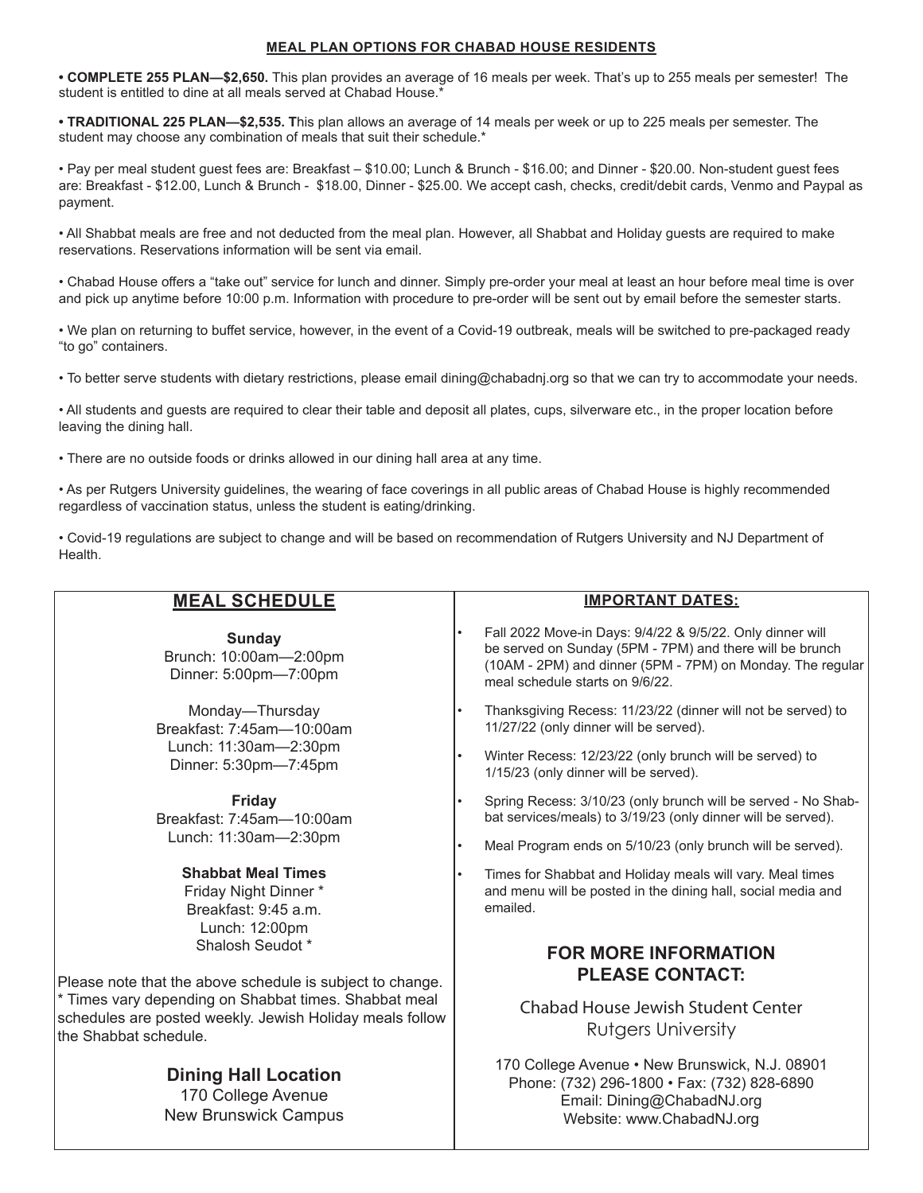## MEAL PLAN OPTIONS FOR CHABAD HOUSE RESIDENTS

**• COMPLETE 255 PLAN—$2,650.** This plan provides an average of 16 meals per week. That's up to 255 meals per semester! The student is entitled to dine at all meals served at Chabad House.*

**• TRADITIONAL 225 PLAN—$2,535. T**his plan allows an average of 14 meals per week or up to 225 meals per semester. The student may choose any combination of meals that suit their schedule.*

• Pay per meal student guest fees are: Breakfast – $10.00; Lunch & Brunch - $16.00; and Dinner - $20.00. Non-student guest fees are: Breakfast - $12.00, Lunch & Brunch - $18.00, Dinner - $25.00. We accept cash, checks, credit/debit cards, Venmo and Paypal as payment.

• All Shabbat meals are free and not deducted from the meal plan. However, all Shabbat and Holiday guests are required to make reservations. Reservations information will be sent via email.

• Chabad House offers a "take out" service for lunch and dinner. Simply pre-order your meal at least an hour before meal time is over and pick up anytime before 10:00 p.m. Information with procedure to pre-order will be sent out by email before the semester starts.

• We plan on returning to buffet service, however, in the event of a Covid-19 outbreak, meals will be switched to pre-packaged ready "to go" containers.

• To better serve students with dietary restrictions, please email dining@chabadnj.org so that we can try to accommodate your needs.

• All students and guests are required to clear their table and deposit all plates, cups, silverware etc., in the proper location before leaving the dining hall.

• There are no outside foods or drinks allowed in our dining hall area at any time.

• As per Rutgers University guidelines, the wearing of face coverings in all public areas of Chabad House is highly recommended regardless of vaccination status, unless the student is eating/drinking.

• Covid-19 regulations are subject to change and will be based on recommendation of Rutgers University and NJ Department of Health.

## MEAL SCHEDULE

**Sunday**
Brunch: 10:00am—2:00pm
Dinner: 5:00pm—7:00pm

Monday—Thursday
Breakfast: 7:45am—10:00am
Lunch: 11:30am—2:30pm
Dinner: 5:30pm—7:45pm

**Friday**
Breakfast: 7:45am—10:00am
Lunch: 11:30am—2:30pm

**Shabbat Meal Times**
Friday Night Dinner *
Breakfast: 9:45 a.m.
Lunch: 12:00pm
Shalosh Seudot *

Please note that the above schedule is subject to change.
* Times vary depending on Shabbat times. Shabbat meal schedules are posted weekly. Jewish Holiday meals follow the Shabbat schedule.

### Dining Hall Location

170 College Avenue
New Brunswick Campus

## IMPORTANT DATES:

- Fall 2022 Move-in Days: 9/4/22 & 9/5/22. Only dinner will be served on Sunday (5PM - 7PM) and there will be brunch (10AM - 2PM) and dinner (5PM - 7PM) on Monday. The regular meal schedule starts on 9/6/22.
- Thanksgiving Recess: 11/23/22 (dinner will not be served) to 11/27/22 (only dinner will be served).
- Winter Recess: 12/23/22 (only brunch will be served) to 1/15/23 (only dinner will be served).
- Spring Recess: 3/10/23 (only brunch will be served - No Shabbat services/meals) to 3/19/23 (only dinner will be served).
- Meal Program ends on 5/10/23 (only brunch will be served).
- Times for Shabbat and Holiday meals will vary. Meal times and menu will be posted in the dining hall, social media and emailed.

### FOR MORE INFORMATION PLEASE CONTACT:

Chabad House Jewish Student Center
Rutgers University

170 College Avenue • New Brunswick, N.J. 08901
Phone: (732) 296-1800 • Fax: (732) 828-6890
Email: Dining@ChabadNJ.org
Website: www.ChabadNJ.org